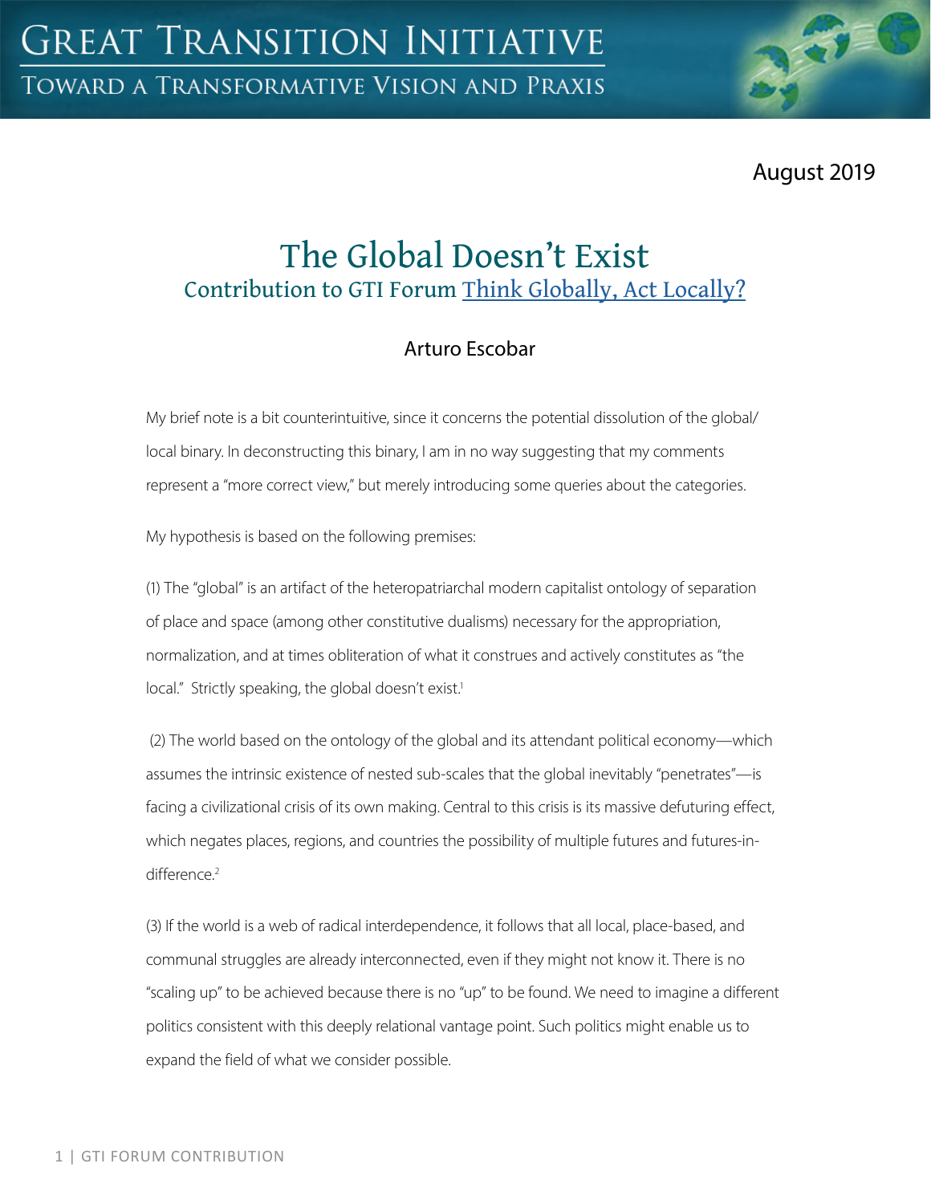# Great Transition Initiative

## Toward a Transformative Vision and Praxis

August 2019

# The Global Doesn't Exist

## Contribution to GTI Forum Think Globally, Act Locally?

Arturo Escobar

My brief note is a bit counterintuitive, since it concerns the potential dissolution of the global/local binary. In deconstructing this binary, I am in no way suggesting that my comments represent a "more correct view," but merely introducing some queries about the categories.

My hypothesis is based on the following premises:

(1) The "global" is an artifact of the heteropatriarchal modern capitalist ontology of separation of place and space (among other constitutive dualisms) necessary for the appropriation, normalization, and at times obliteration of what it construes and actively constitutes as "the local." Strictly speaking, the global doesn't exist.[1]

(2) The world based on the ontology of the global and its attendant political economy—which assumes the intrinsic existence of nested sub-scales that the global inevitably "penetrates"—is facing a civilizational crisis of its own making. Central to this crisis is its massive defuturing effect, which negates places, regions, and countries the possibility of multiple futures and futures-in-difference.[2]

(3) If the world is a web of radical interdependence, it follows that all local, place-based, and communal struggles are already interconnected, even if they might not know it. There is no "scaling up" to be achieved because there is no "up" to be found. We need to imagine a different politics consistent with this deeply relational vantage point. Such politics might enable us to expand the field of what we consider possible.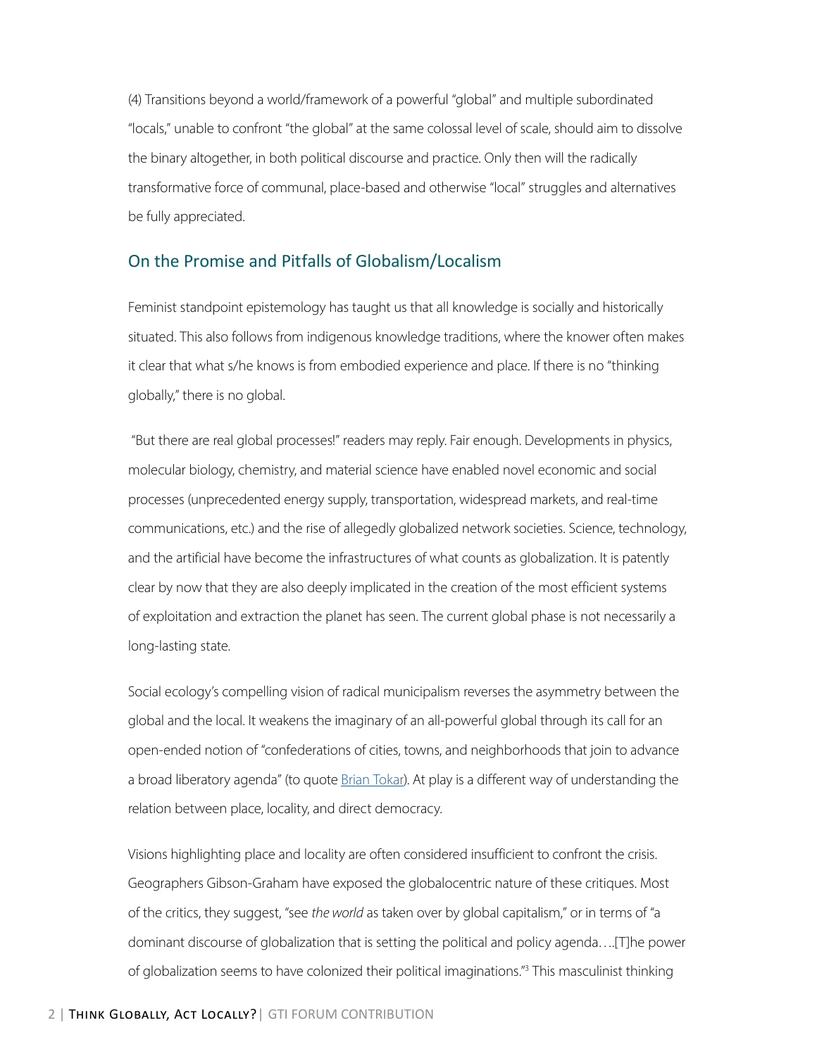(4) Transitions beyond a world/framework of a powerful "global" and multiple subordinated "locals," unable to confront "the global" at the same colossal level of scale, should aim to dissolve the binary altogether, in both political discourse and practice. Only then will the radically transformative force of communal, place-based and otherwise "local" struggles and alternatives be fully appreciated.

## On the Promise and Pitfalls of Globalism/Localism

Feminist standpoint epistemology has taught us that all knowledge is socially and historically situated. This also follows from indigenous knowledge traditions, where the knower often makes it clear that what s/he knows is from embodied experience and place. If there is no "thinking globally," there is no global.

"But there are real global processes!" readers may reply. Fair enough. Developments in physics, molecular biology, chemistry, and material science have enabled novel economic and social processes (unprecedented energy supply, transportation, widespread markets, and real-time communications, etc.) and the rise of allegedly globalized network societies. Science, technology, and the artificial have become the infrastructures of what counts as globalization. It is patently clear by now that they are also deeply implicated in the creation of the most efficient systems of exploitation and extraction the planet has seen. The current global phase is not necessarily a long-lasting state.

Social ecology's compelling vision of radical municipalism reverses the asymmetry between the global and the local. It weakens the imaginary of an all-powerful global through its call for an open-ended notion of "confederations of cities, towns, and neighborhoods that join to advance a broad liberatory agenda" (to quote Brian Tokar). At play is a different way of understanding the relation between place, locality, and direct democracy.

Visions highlighting place and locality are often considered insufficient to confront the crisis. Geographers Gibson-Graham have exposed the globalocentric nature of these critiques. Most of the critics, they suggest, "see *the world* as taken over by global capitalism," or in terms of "a dominant discourse of globalization that is setting the political and policy agenda….[T]he power of globalization seems to have colonized their political imaginations."[3] This masculinist thinking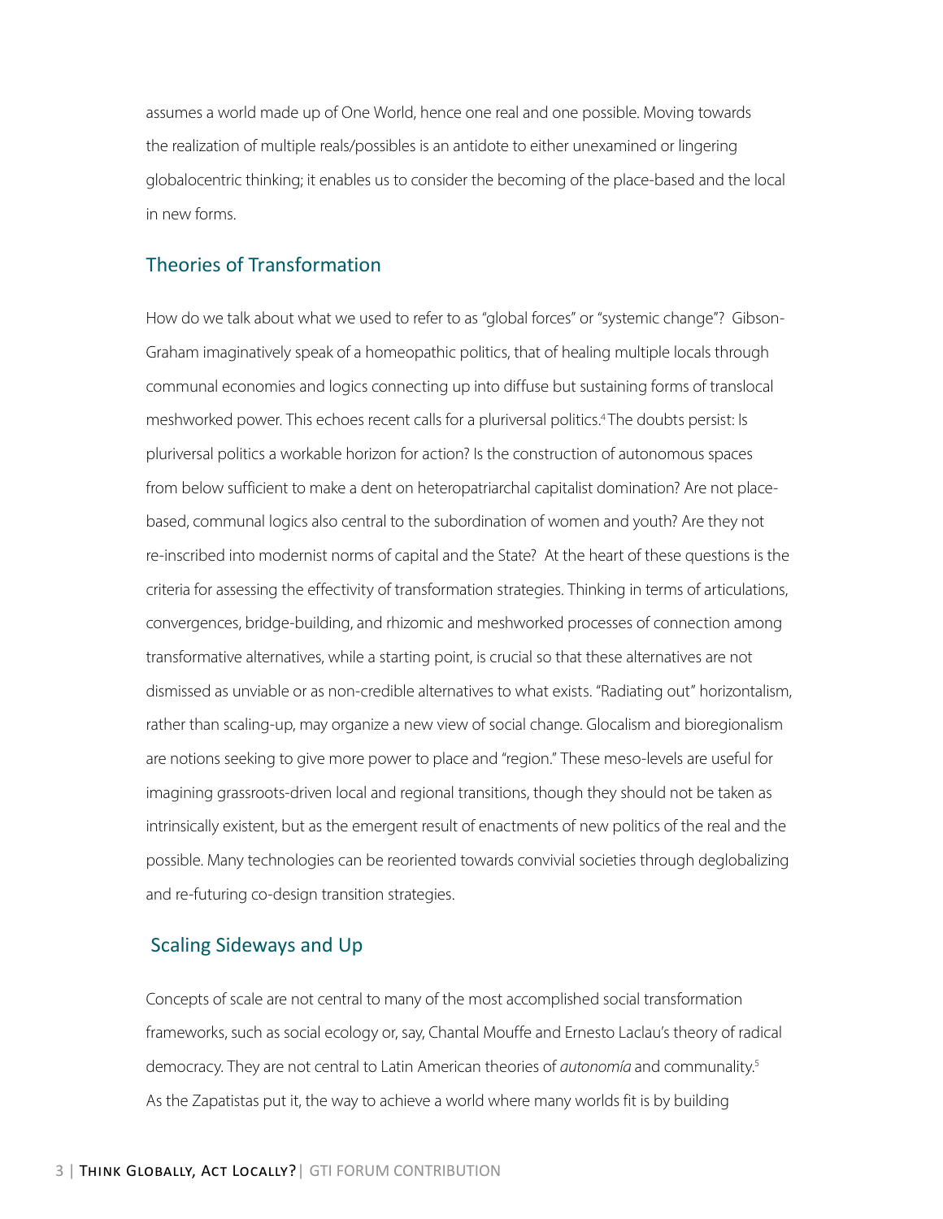assumes a world made up of One World, hence one real and one possible. Moving towards the realization of multiple reals/possibles is an antidote to either unexamined or lingering globalocentric thinking; it enables us to consider the becoming of the place-based and the local in new forms.

## Theories of Transformation

How do we talk about what we used to refer to as "global forces" or "systemic change"? Gibson-Graham imaginatively speak of a homeopathic politics, that of healing multiple locals through communal economies and logics connecting up into diffuse but sustaining forms of translocal meshworked power. This echoes recent calls for a pluriversal politics.[4] The doubts persist: Is pluriversal politics a workable horizon for action? Is the construction of autonomous spaces from below sufficient to make a dent on heteropatriarchal capitalist domination? Are not place-based, communal logics also central to the subordination of women and youth? Are they not re-inscribed into modernist norms of capital and the State? At the heart of these questions is the criteria for assessing the effectivity of transformation strategies. Thinking in terms of articulations, convergences, bridge-building, and rhizomic and meshworked processes of connection among transformative alternatives, while a starting point, is crucial so that these alternatives are not dismissed as unviable or as non-credible alternatives to what exists. "Radiating out" horizontalism, rather than scaling-up, may organize a new view of social change. Glocalism and bioregionalism are notions seeking to give more power to place and "region." These meso-levels are useful for imagining grassroots-driven local and regional transitions, though they should not be taken as intrinsically existent, but as the emergent result of enactments of new politics of the real and the possible. Many technologies can be reoriented towards convivial societies through deglobalizing and re-futuring co-design transition strategies.

## Scaling Sideways and Up

Concepts of scale are not central to many of the most accomplished social transformation frameworks, such as social ecology or, say, Chantal Mouffe and Ernesto Laclau's theory of radical democracy. They are not central to Latin American theories of *autonomía* and communality.[5] As the Zapatistas put it, the way to achieve a world where many worlds fit is by building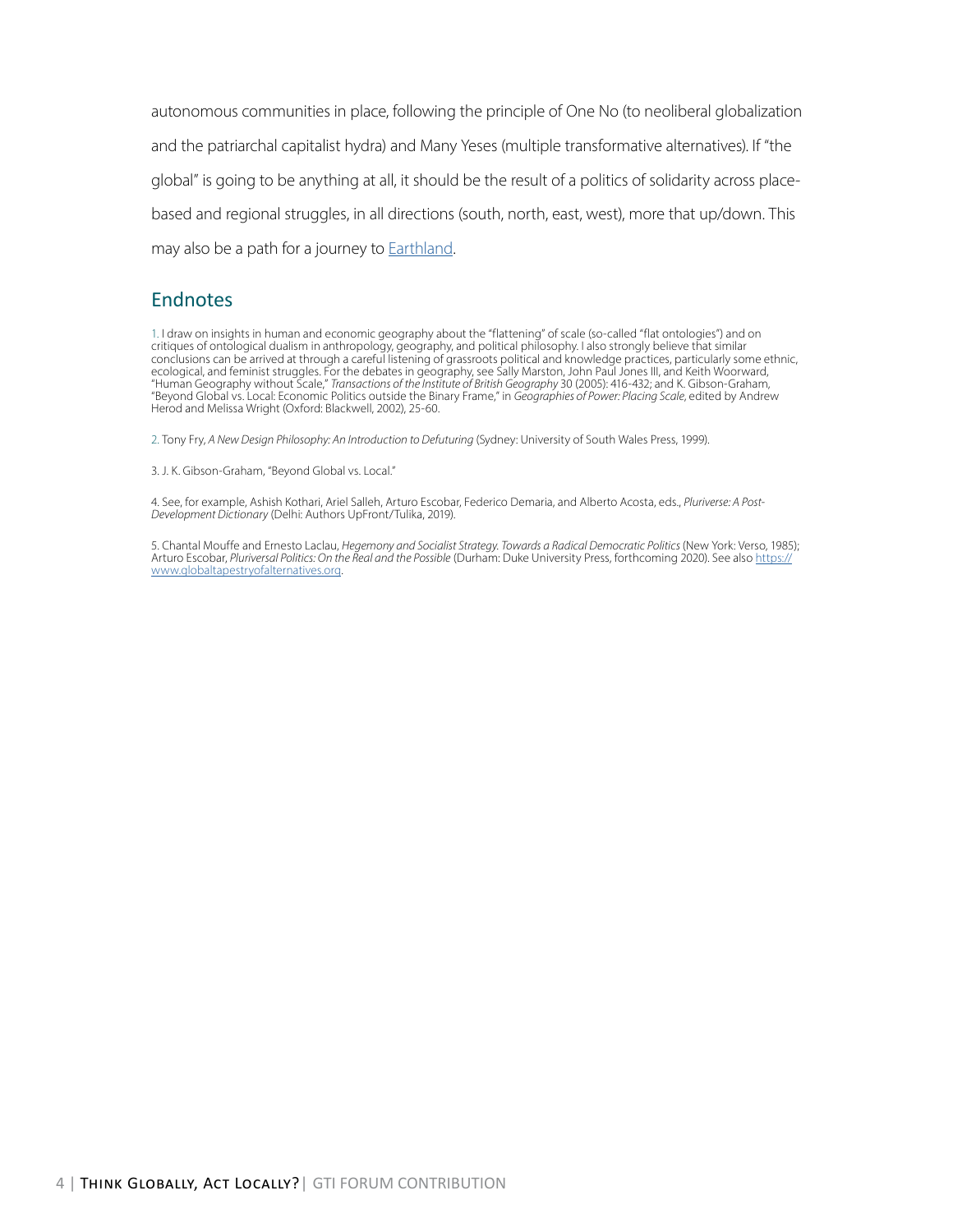autonomous communities in place, following the principle of One No (to neoliberal globalization and the patriarchal capitalist hydra) and Many Yeses (multiple transformative alternatives). If "the global" is going to be anything at all, it should be the result of a politics of solidarity across place-based and regional struggles, in all directions (south, north, east, west), more that up/down. This may also be a path for a journey to [Earthland](Earthland).

## Endnotes

1. I draw on insights in human and economic geography about the "flattening" of scale (so-called "flat ontologies") and on critiques of ontological dualism in anthropology, geography, and political philosophy. I also strongly believe that similar conclusions can be arrived at through a careful listening of grassroots political and knowledge practices, particularly some ethnic, ecological, and feminist struggles. For the debates in geography, see Sally Marston, John Paul Jones III, and Keith Woorward, "Human Geography without Scale," *Transactions of the Institute of British Geography* 30 (2005): 416-432; and K. Gibson-Graham, "Beyond Global vs. Local: Economic Politics outside the Binary Frame," in *Geographies of Power: Placing Scale*, edited by Andrew Herod and Melissa Wright (Oxford: Blackwell, 2002), 25-60.

2. Tony Fry, *A New Design Philosophy: An Introduction to Defuturing* (Sydney: University of South Wales Press, 1999).

3. J. K. Gibson-Graham, "Beyond Global vs. Local."

4. See, for example, Ashish Kothari, Ariel Salleh, Arturo Escobar, Federico Demaria, and Alberto Acosta, eds., *Pluriverse: A Post-Development Dictionary* (Delhi: Authors UpFront/Tulika, 2019).

5. Chantal Mouffe and Ernesto Laclau, *Hegemony and Socialist Strategy. Towards a Radical Democratic Politics* (New York: Verso, 1985); Arturo Escobar, *Pluriversal Politics: On the Real and the Possible* (Durham: Duke University Press, forthcoming 2020). See also [https://www.globaltapestryofalternatives.org](https://www.globaltapestryofalternatives.org).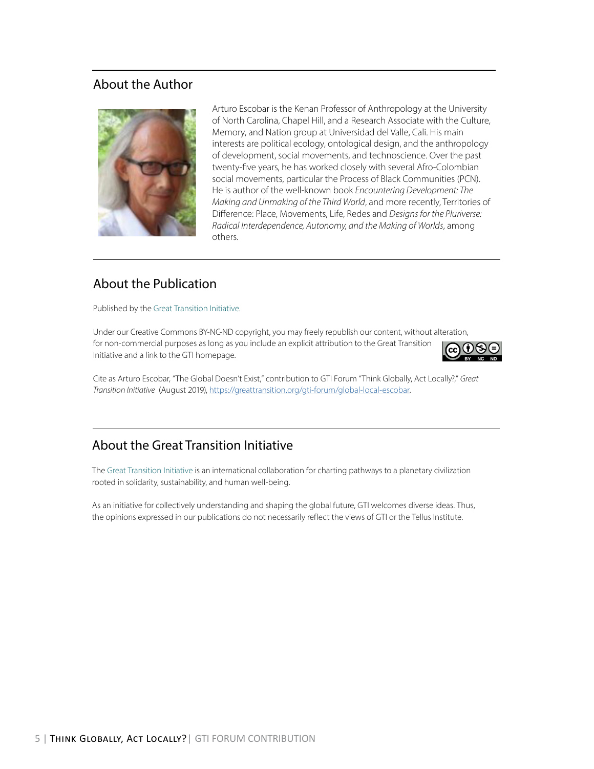## About the Author

Arturo Escobar is the Kenan Professor of Anthropology at the University of North Carolina, Chapel Hill, and a Research Associate with the Culture, Memory, and Nation group at Universidad del Valle, Cali. His main interests are political ecology, ontological design, and the anthropology of development, social movements, and technoscience. Over the past twenty-five years, he has worked closely with several Afro-Colombian social movements, particular the Process of Black Communities (PCN). He is author of the well-known book *Encountering Development: The Making and Unmaking of the Third World*, and more recently, Territories of Difference: Place, Movements, Life, Redes and *Designs for the Pluriverse: Radical Interdependence, Autonomy, and the Making of Worlds*, among others.

## About the Publication

Published by the Great Transition Initiative.

Under our Creative Commons BY-NC-ND copyright, you may freely republish our content, without alteration, for non-commercial purposes as long as you include an explicit attribution to the Great Transition Initiative and a link to the GTI homepage.

Cite as Arturo Escobar, "The Global Doesn't Exist," contribution to GTI Forum "Think Globally, Act Locally?," *Great Transition Initiative* (August 2019), https://greattransition.org/gti-forum/global-local-escobar.

## About the Great Transition Initiative

The Great Transition Initiative is an international collaboration for charting pathways to a planetary civilization rooted in solidarity, sustainability, and human well-being.

As an initiative for collectively understanding and shaping the global future, GTI welcomes diverse ideas. Thus, the opinions expressed in our publications do not necessarily reflect the views of GTI or the Tellus Institute.